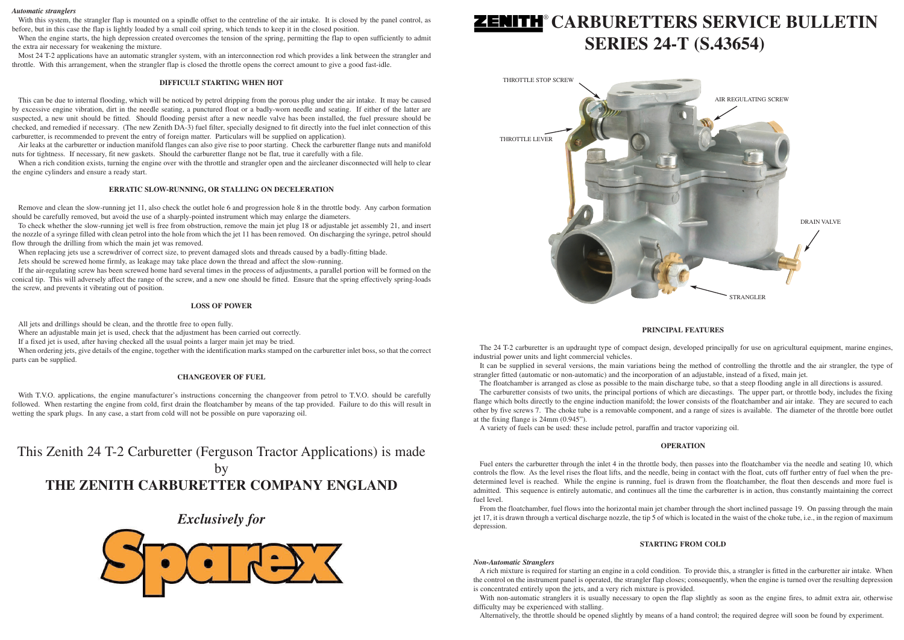# ZENITH® CARBURETTERS SERVICE BULLETIN SERIES 24-T (S.43654)

THROTTLE STOP SCREW

AIR REGULATING SCREW

THROTTLE LEVER

DRAIN VALVE

STRANGLER

### PRINCIPAL FEATURES

The 24 T-2 carburetter is an updraught type of compact design, developed principally for use on agricultural equipment, marine engines, industrial power units and light commercial vehicles.

It can be supplied in several versions, the main variations being the method of controlling the throttle and the air strangler, the type of strangler fitted (automatic or non-automatic) and the incorporation of an adjustable, instead of a fixed, main jet.

The floatchamber is arranged as close as possible to the main discharge tube, so that a steep flooding angle in all directions is assured.

The carburetter consists of two units, the principal portions of which are diecastings. The upper part, or throttle body, includes the fixing flange which bolts directly to the engine induction manifold; the lower consists of the floatchamber and air intake. They are secured to each other by five screws 7. The choke tube is a removable component, and a range of sizes is available. The diameter of the throttle bore outlet at the fixing flange is 24mm (0.945").

A variety of fuels can be used: these include petrol, paraffin and tractor vaporizing oil.

### OPERATION

Fuel enters the carburetter through the inlet 4 in the throttle body, then passes into the floatchamber via the needle and seating 10, which controls the flow. As the level rises the float lifts, and the needle, being in contact with the float, cuts off further entry of fuel when the predetermined level is reached. While the engine is running, fuel is drawn from the floatchamber, the float then descends and more fuel is admitted. This sequence is entirely automatic, and continues all the time the carburetter is in action, thus constantly maintaining the correct fuel level.

From the floatchamber, fuel flows into the horizontal main jet chamber through the short inclined passage 19. On passing through the main jet 17, it is drawn through a vertical discharge nozzle, the tip 5 of which is located in the waist of the choke tube, i.e., in the region of maximum depression.

### STARTING FROM COLD

***Non-Automatic Stranglers***

A rich mixture is required for starting an engine in a cold condition. To provide this, a strangler is fitted in the carburetter air intake. When the control on the instrument panel is operated, the strangler flap closes; consequently, when the engine is turned over the resulting depression is concentrated entirely upon the jets, and a very rich mixture is provided.

With non-automatic stranglers it is usually necessary to open the flap slightly as soon as the engine fires, to admit extra air, otherwise difficulty may be experienced with stalling.

Alternatively, the throttle should be opened slightly by means of a hand control; the required degree will soon be found by experiment.

***Automatic stranglers***

With this system, the strangler flap is mounted on a spindle offset to the centreline of the air intake. It is closed by the panel control, as before, but in this case the flap is lightly loaded by a small coil spring, which tends to keep it in the closed position.

When the engine starts, the high depression created overcomes the tension of the spring, permitting the flap to open sufficiently to admit the extra air necessary for weakening the mixture.

Most 24 T-2 applications have an automatic strangler system, with an interconnection rod which provides a link between the strangler and throttle. With this arrangement, when the strangler flap is closed the throttle opens the correct amount to give a good fast-idle.

### DIFFICULT STARTING WHEN HOT

This can be due to internal flooding, which will be noticed by petrol dripping from the porous plug under the air intake. It may be caused by excessive engine vibration, dirt in the needle seating, a punctured float or a badly-worn needle and seating. If either of the latter are suspected, a new unit should be fitted. Should flooding persist after a new needle valve has been installed, the fuel pressure should be checked, and remedied if necessary. (The new Zenith DA-3) fuel filter, specially designed to fit directly into the fuel inlet connection of this carburetter, is recommended to prevent the entry of foreign matter. Particulars will be supplied on application).

Air leaks at the carburetter or induction manifold flanges can also give rise to poor starting. Check the carburetter flange nuts and manifold nuts for tightness. If necessary, fit new gaskets. Should the carburetter flange not be flat, true it carefully with a file.

When a rich condition exists, turning the engine over with the throttle and strangler open and the aircleaner disconnected will help to clear the engine cylinders and ensure a ready start.

### ERRATIC SLOW-RUNNING, OR STALLING ON DECELERATION

Remove and clean the slow-running jet 11, also check the outlet hole 6 and progression hole 8 in the throttle body. Any carbon formation should be carefully removed, but avoid the use of a sharply-pointed instrument which may enlarge the diameters.

To check whether the slow-running jet well is free from obstruction, remove the main jet plug 18 or adjustable jet assembly 21, and insert the nozzle of a syringe filled with clean petrol into the hole from which the jet 11 has been removed. On discharging the syringe, petrol should flow through the drilling from which the main jet was removed.

When replacing jets use a screwdriver of correct size, to prevent damaged slots and threads caused by a badly-fitting blade.

Jets should be screwed home firmly, as leakage may take place down the thread and affect the slow-running.

If the air-regulating screw has been screwed home hard several times in the process of adjustments, a parallel portion will be formed on the conical tip. This will adversely affect the range of the screw, and a new one should be fitted. Ensure that the spring effectively spring-loads the screw, and prevents it vibrating out of position.

### LOSS OF POWER

All jets and drillings should be clean, and the throttle free to open fully.

Where an adjustable main jet is used, check that the adjustment has been carried out correctly.

If a fixed jet is used, after having checked all the usual points a larger main jet may be tried.

When ordering jets, give details of the engine, together with the identification marks stamped on the carburetter inlet boss, so that the correct parts can be supplied.

### CHANGEOVER OF FUEL

With T.V.O. applications, the engine manufacturer's instructions concerning the changeover from petrol to T.V.O. should be carefully followed. When restarting the engine from cold, first drain the floatchamber by means of the tap provided. Failure to do this will result in wetting the spark plugs. In any case, a start from cold will not be possible on pure vaporazing oil.

This Zenith 24 T-2 Carburetter (Ferguson Tractor Applications) is made by

**THE ZENITH CARBURETTER COMPANY ENGLAND**

***Exclusively for***

Sparex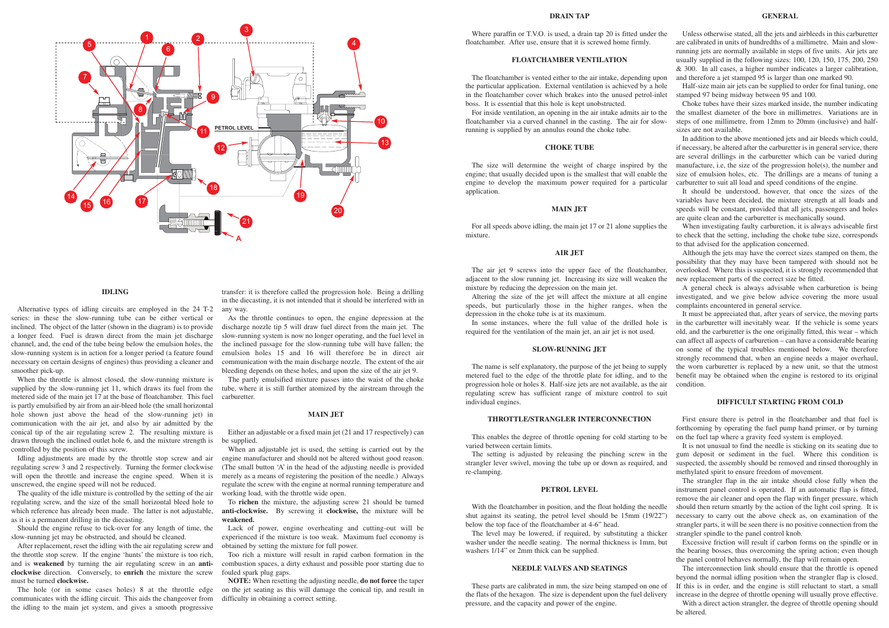1
2
3
4
5
6
7
8
9
10
11
PETROL LEVEL
12
13
14
15
16
17
18
19
20
21
A

## IDLING

Alternative types of idling circuits are employed in the 24 T-2 series: in these the slow-running tube can be either vertical or inclined. The object of the latter (shown in the diagram) is to provide a longer feed. Fuel is drawn direct from the main jet discharge channel, and, the end of the tube being below the emulsion holes, the slow-running system is in action for a longer period (a feature found necessary on certain designs of engines) thus providing a cleaner and smoother pick-up.

When the throttle is almost closed, the slow-running mixture is supplied by the slow-running jet 11, which draws its fuel from the metered side of the main jet 17 at the base of floatchamber. This fuel is partly emulsified by air from an air-bleed hole (the small horizontal hole shown just above the head of the slow-running jet) in communication with the air jet, and also by air admitted by the conical tip of the air regulating screw 2. The resulting mixture is drawn through the inclined outlet hole 6, and the mixture strength is controlled by the position of this screw.

Idling adjustments are made by the throttle stop screw and air regulating screw 3 and 2 respectively. Turning the former clockwise will open the throttle and increase the engine speed. When it is unscrewed, the engine speed will not be reduced.

The quality of the idle mixture is controlled by the setting of the air regulating screw, and the size of the small horizontal bleed hole to which reference has already been made. The latter is not adjustable, as it is a permanent drilling in the diecasting.

Should the engine refuse to tick-over for any length of time, the slow-running jet may be obstructed, and should be cleaned.

After replacement, reset the idling with the air regulating screw and the throttle stop screw. If the engine 'hunts' the mixture is too rich, and is **weakened** by turning the air regulating screw in an **anti-clockwise** direction. Conversely, to **enrich** the mixture the screw must be turned **clockwise.**

The hole (or in some cases holes) 8 at the throttle edge communicates with the idling circuit. This aids the changeover from the idling to the main jet system, and gives a smooth progressive transfer: it is therefore called the progression hole. Being a drilling in the diecasting, it is not intended that it should be interfered with in any way.

As the throttle continues to open, the engine depression at the discharge nozzle tip 5 will draw fuel direct from the main jet. The slow-running system is now no longer operating, and the fuel level in the inclined passage for the slow-running tube will have fallen; the emulsion holes 15 and 16 will therefore be in direct air communication with the main discharge nozzle. The extent of the air bleeding depends on these holes, and upon the size of the air jet 9.

The partly emulsified mixture passes into the waist of the choke tube, where it is still further atomized by the airstream through the carburetter.

## MAIN JET

Either an adjustable or a fixed main jet (21 and 17 respectively) can be supplied.

When an adjustable jet is used, the setting is carried out by the engine manufacturer and should not be altered without good reason. (The small button 'A' in the head of the adjusting needle is provided merely as a means of registering the position of the needle.) Always regulate the screw with the engine at normal running temperature and working load, with the throttle wide open.

To **richen** the mixture, the adjusting screw 21 should be turned **anti-clockwise.** By screwing it **clockwise,** the mixture will be **weakened.**

Lack of power, engine overheating and cutting-out will be experienced if the mixture is too weak. Maximum fuel economy is obtained by setting the mixture for full power.

Too rich a mixture will result in rapid carbon formation in the combustion spaces, a dirty exhaust and possible poor starting due to fouled spark plug gaps.

**NOTE:** When resetting the adjusting needle, **do not force** the taper on the jet seating as this will damage the conical tip, and result in difficulty in obtaining a correct setting.

## DRAIN TAP

Where paraffin or T.V.O. is used, a drain tap 20 is fitted under the floatchamber. After use, ensure that it is screwed home firmly.

## FLOATCHAMBER VENTILATION

The floatchamber is vented either to the air intake, depending upon the particular application. External ventilation is achieved by a hole in the floatchamber cover which brakes into the unused petrol-inlet boss. It is essential that this hole is kept unobstructed.

For inside ventilation, an opening in the air intake admits air to the floatchamber via a curved channel in the casting. The air for slow-running is supplied by an annulus round the choke tube.

## CHOKE TUBE

The size will determine the weight of charge inspired by the engine; that usually decided upon is the smallest that will enable the engine to develop the maximum power required for a particular application.

## MAIN JET

For all speeds above idling, the main jet 17 or 21 alone supplies the mixture.

## AIR JET

The air jet 9 screws into the upper face of the floatchamber, adjacent to the slow running jet. Increasing its size will weaken the mixture by reducing the depression on the main jet.

Altering the size of the jet will affect the mixture at all engine speeds, but particularly those in the higher ranges, when the depression in the choke tube is at its maximum.

In some instances, where the full value of the drilled hole is required for the ventilation of the main jet, an air jet is not used.

## SLOW-RUNNING JET

The name is self explanatory, the purpose of the jet being to supply metered fuel to the edge of the throttle plate for idling, and to the progression hole or holes 8. Half-size jets are not available, as the air regulating screw has sufficient range of mixture control to suit individual engines.

## THROTTLE/STRANGLER INTERCONNECTION

This enables the degree of throttle opening for cold starting to be varied between certain limits.

The setting is adjusted by releasing the pinching screw in the strangler lever swivel, moving the tube up or down as required, and re-clamping.

## PETROL LEVEL

With the floatchamber in position, and the float holding the needle shut against its seating, the petrol level should be 15mm (19/22") below the top face of the floatchamber at 4-6" head.

The level may be lowered, if required, by substituting a thicker washer under the needle seating. The normal thickness is 1mm, but washers 1/14" or 2mm thick can be supplied.

## NEEDLE VALVES AND SEATINGS

These parts are calibrated in mm, the size being stamped on one of the flats of the hexagon. The size is dependent upon the fuel delivery pressure, and the capacity and power of the engine.

## GENERAL

Unless otherwise stated, all the jets and airbleeds in this carburetter are calibrated in units of hundredths of a millimetre. Main and slow-running jets are normally available in steps of five units. Air jets are usually supplied in the following sizes: 100, 120, 150, 175, 200, 250 & 300. In all cases, a higher number indicates a larger calibration, and therefore a jet stamped 95 is larger than one marked 90.

Half-size main air jets can be supplied to order for final tuning, one stamped 97 being midway between 95 and 100.

Choke tubes have their sizes marked inside, the number indicating the smallest diameter of the bore in millimetres. Variations are in steps of one millimetre, from 12mm to 20mm (inclusive) and half-sizes are not available.

In addition to the above mentioned jets and air bleeds which could, if necessary, be altered after the carburetter is in general service, there are several drillings in the carburetter which can be varied during manufacture, i.e, the size of the progression hole(s), the number and size of emulsion holes, etc. The drillings are a means of tuning a carburetter to suit all load and speed conditions of the engine.

It should be understood, however, that once the sizes of the variables have been decided, the mixture strength at all loads and speeds will be constant, provided that all jets, passengers and holes are quite clean and the carburetter is mechanically sound.

When investigating faulty carburation, it is always adviseable first to check that the setting, including the choke tube size, corresponds to that advised for the application concerned.

Although the jets may have the correct sizes stamped on them, the possibility that they may have been tampered with should not be overlooked. Where this is suspected, it is strongly recommended that new replacement parts of the correct size be fitted.

A general check is always advisable when carburetion is being investigated, and we give below advice covering the more usual complaints encountered in general service.

It must be appreciated that, after years of service, the moving parts in the carburetter will inevitably wear. If the vehicle is some years old, and the carburetter is the one originally fitted, this wear – which can affect all aspects of carburetion – can have a considerable bearing on some of the typical troubles mentioned below. We therefore strongly recommend that, when an engine needs a major overhaul, the worn carburetter is replaced by a new unit, so that the utmost benefit may be obtained when the engine is restored to its original condition.

## DIFFICULT STARTING FROM COLD

First ensure there is petrol in the floatchamber and that fuel is forthcoming by operating the fuel pump hand primer, or by turning on the fuel tap where a gravity feed system is employed.

It is not unusual to find the needle is sticking on its seating due to gum deposit or sediment in the fuel. Where this condition is suspected, the assembly should be removed and rinsed thoroughly in methylated spirit to ensure freedom of movement.

The strangler flap in the air intake should close fully when the instrument panel control is operated. If an automatic flap is fitted, remove the air cleaner and open the flap with finger pressure, which should then return smartly by the action of the light coil spring. It is necessary to carry out the above check as, on examination of the strangler parts, it will be seen there is no positive connection from the strangler spindle to the panel control knob.

Excessive friction will result if carbon forms on the spindle or in the bearing bosses, thus overcoming the spring action; even though the panel control behaves normally, the flap will remain open.

The interconnection link should ensure that the throttle is opened beyond the normal idling position when the strangler flap is closed. If this is in order, and the engine is still reluctant to start, a small increase in the degree of throttle opening will usually prove effective.

With a direct action strangler, the degree of throttle opening should be altered.